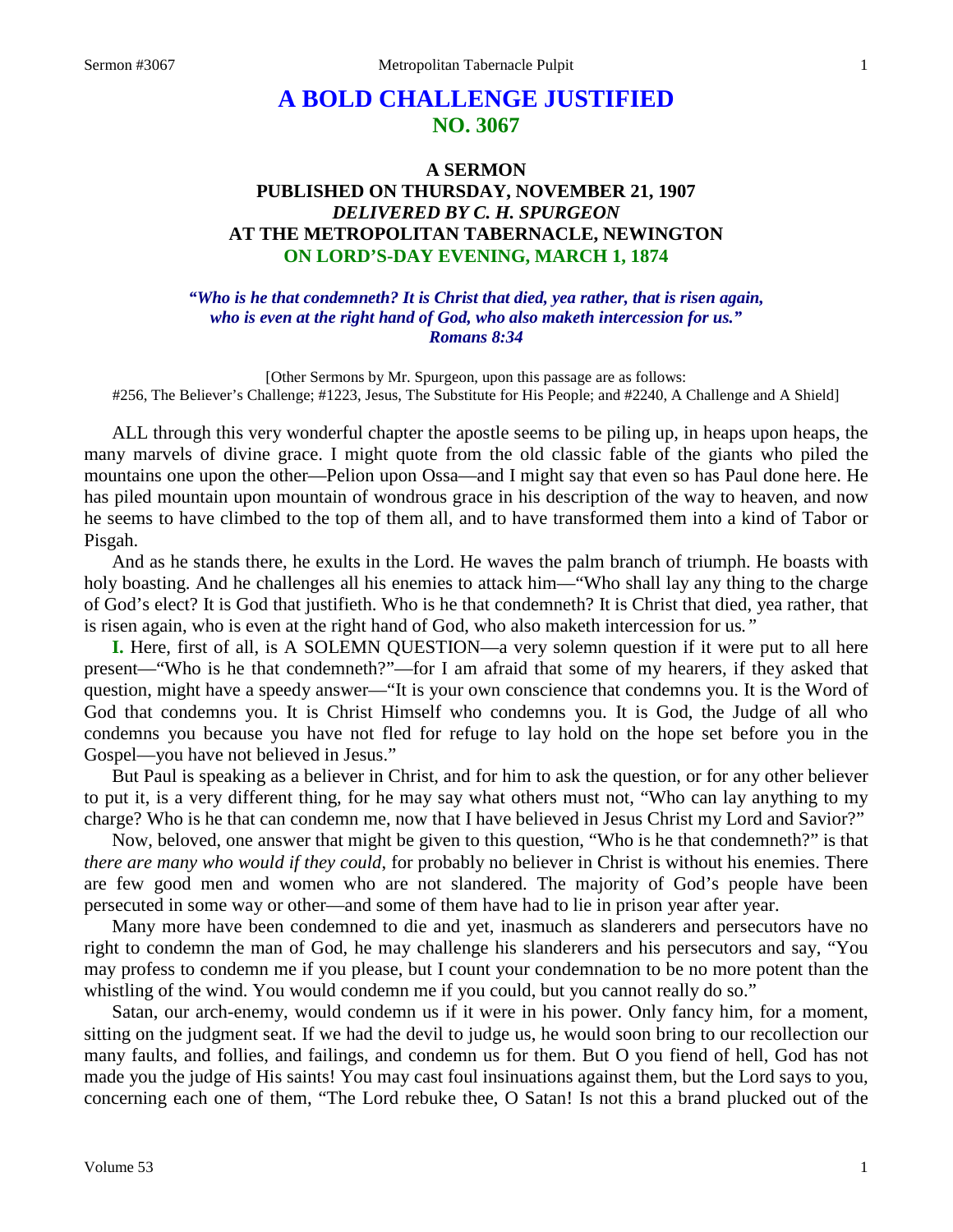# A BOLD CHALLENGE JUSTIFIED
## NO. 3067

### A SERMON
### PUBLISHED ON THURSDAY, NOVEMBER 21, 1907
### *DELIVERED BY C. H. SPURGEON*
### AT THE METROPOLITAN TABERNACLE, NEWINGTON
### ON LORD'S-DAY EVENING, MARCH 1, 1874

***"Who is he that condemneth? It is Christ that died, yea rather, that is risen again, who is even at the right hand of God, who also maketh intercession for us." Romans 8:34***

[Other Sermons by Mr. Spurgeon, upon this passage are as follows: #256, The Believer's Challenge; #1223, Jesus, The Substitute for His People; and #2240, A Challenge and A Shield]

ALL through this very wonderful chapter the apostle seems to be piling up, in heaps upon heaps, the many marvels of divine grace. I might quote from the old classic fable of the giants who piled the mountains one upon the other—Pelion upon Ossa—and I might say that even so has Paul done here. He has piled mountain upon mountain of wondrous grace in his description of the way to heaven, and now he seems to have climbed to the top of them all, and to have transformed them into a kind of Tabor or Pisgah.

And as he stands there, he exults in the Lord. He waves the palm branch of triumph. He boasts with holy boasting. And he challenges all his enemies to attack him—"Who shall lay any thing to the charge of God's elect? It is God that justifieth. Who is he that condemneth? It is Christ that died, yea rather, that is risen again, who is even at the right hand of God, who also maketh intercession for us*."*

**I.** Here, first of all, is A SOLEMN QUESTION—a very solemn question if it were put to all here present—"Who is he that condemneth?"—for I am afraid that some of my hearers, if they asked that question, might have a speedy answer—"It is your own conscience that condemns you. It is the Word of God that condemns you. It is Christ Himself who condemns you. It is God, the Judge of all who condemns you because you have not fled for refuge to lay hold on the hope set before you in the Gospel—you have not believed in Jesus."

But Paul is speaking as a believer in Christ, and for him to ask the question, or for any other believer to put it, is a very different thing, for he may say what others must not, "Who can lay anything to my charge? Who is he that can condemn me, now that I have believed in Jesus Christ my Lord and Savior?"

Now, beloved, one answer that might be given to this question, "Who is he that condemneth?" is that *there are many who would if they could*, for probably no believer in Christ is without his enemies. There are few good men and women who are not slandered. The majority of God's people have been persecuted in some way or other—and some of them have had to lie in prison year after year.

Many more have been condemned to die and yet, inasmuch as slanderers and persecutors have no right to condemn the man of God, he may challenge his slanderers and his persecutors and say, "You may profess to condemn me if you please, but I count your condemnation to be no more potent than the whistling of the wind. You would condemn me if you could, but you cannot really do so."

Satan, our arch-enemy, would condemn us if it were in his power. Only fancy him, for a moment, sitting on the judgment seat. If we had the devil to judge us, he would soon bring to our recollection our many faults, and follies, and failings, and condemn us for them. But O you fiend of hell, God has not made you the judge of His saints! You may cast foul insinuations against them, but the Lord says to you, concerning each one of them, "The Lord rebuke thee, O Satan! Is not this a brand plucked out of the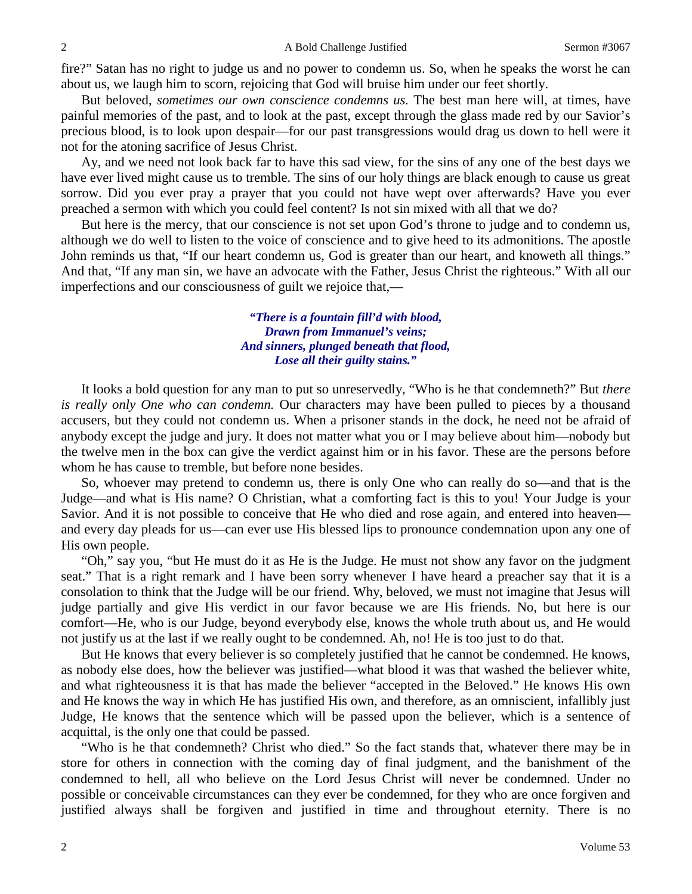fire?" Satan has no right to judge us and no power to condemn us. So, when he speaks the worst he can about us, we laugh him to scorn, rejoicing that God will bruise him under our feet shortly.

But beloved, *sometimes our own conscience condemns us.* The best man here will, at times, have painful memories of the past, and to look at the past, except through the glass made red by our Savior's precious blood, is to look upon despair—for our past transgressions would drag us down to hell were it not for the atoning sacrifice of Jesus Christ.

Ay, and we need not look back far to have this sad view, for the sins of any one of the best days we have ever lived might cause us to tremble. The sins of our holy things are black enough to cause us great sorrow. Did you ever pray a prayer that you could not have wept over afterwards? Have you ever preached a sermon with which you could feel content? Is not sin mixed with all that we do?

But here is the mercy, that our conscience is not set upon God's throne to judge and to condemn us, although we do well to listen to the voice of conscience and to give heed to its admonitions. The apostle John reminds us that, "If our heart condemn us, God is greater than our heart, and knoweth all things." And that, "If any man sin, we have an advocate with the Father, Jesus Christ the righteous." With all our imperfections and our consciousness of guilt we rejoice that,—

> ***"There is a fountain fill'd with blood,***
> ***Drawn from Immanuel's veins;***
> ***And sinners, plunged beneath that flood,***
> ***Lose all their guilty stains."***

It looks a bold question for any man to put so unreservedly, "Who is he that condemneth?" But *there is really only One who can condemn.* Our characters may have been pulled to pieces by a thousand accusers, but they could not condemn us. When a prisoner stands in the dock, he need not be afraid of anybody except the judge and jury. It does not matter what you or I may believe about him—nobody but the twelve men in the box can give the verdict against him or in his favor. These are the persons before whom he has cause to tremble, but before none besides.

So, whoever may pretend to condemn us, there is only One who can really do so—and that is the Judge—and what is His name? O Christian, what a comforting fact is this to you! Your Judge is your Savior. And it is not possible to conceive that He who died and rose again, and entered into heaven—and every day pleads for us—can ever use His blessed lips to pronounce condemnation upon any one of His own people.

"Oh," say you, "but He must do it as He is the Judge. He must not show any favor on the judgment seat." That is a right remark and I have been sorry whenever I have heard a preacher say that it is a consolation to think that the Judge will be our friend. Why, beloved, we must not imagine that Jesus will judge partially and give His verdict in our favor because we are His friends. No, but here is our comfort—He, who is our Judge, beyond everybody else, knows the whole truth about us, and He would not justify us at the last if we really ought to be condemned. Ah, no! He is too just to do that.

But He knows that every believer is so completely justified that he cannot be condemned. He knows, as nobody else does, how the believer was justified—what blood it was that washed the believer white, and what righteousness it is that has made the believer "accepted in the Beloved." He knows His own and He knows the way in which He has justified His own, and therefore, as an omniscient, infallibly just Judge, He knows that the sentence which will be passed upon the believer, which is a sentence of acquittal, is the only one that could be passed.

"Who is he that condemneth? Christ who died." So the fact stands that, whatever there may be in store for others in connection with the coming day of final judgment, and the banishment of the condemned to hell, all who believe on the Lord Jesus Christ will never be condemned. Under no possible or conceivable circumstances can they ever be condemned, for they who are once forgiven and justified always shall be forgiven and justified in time and throughout eternity. There is no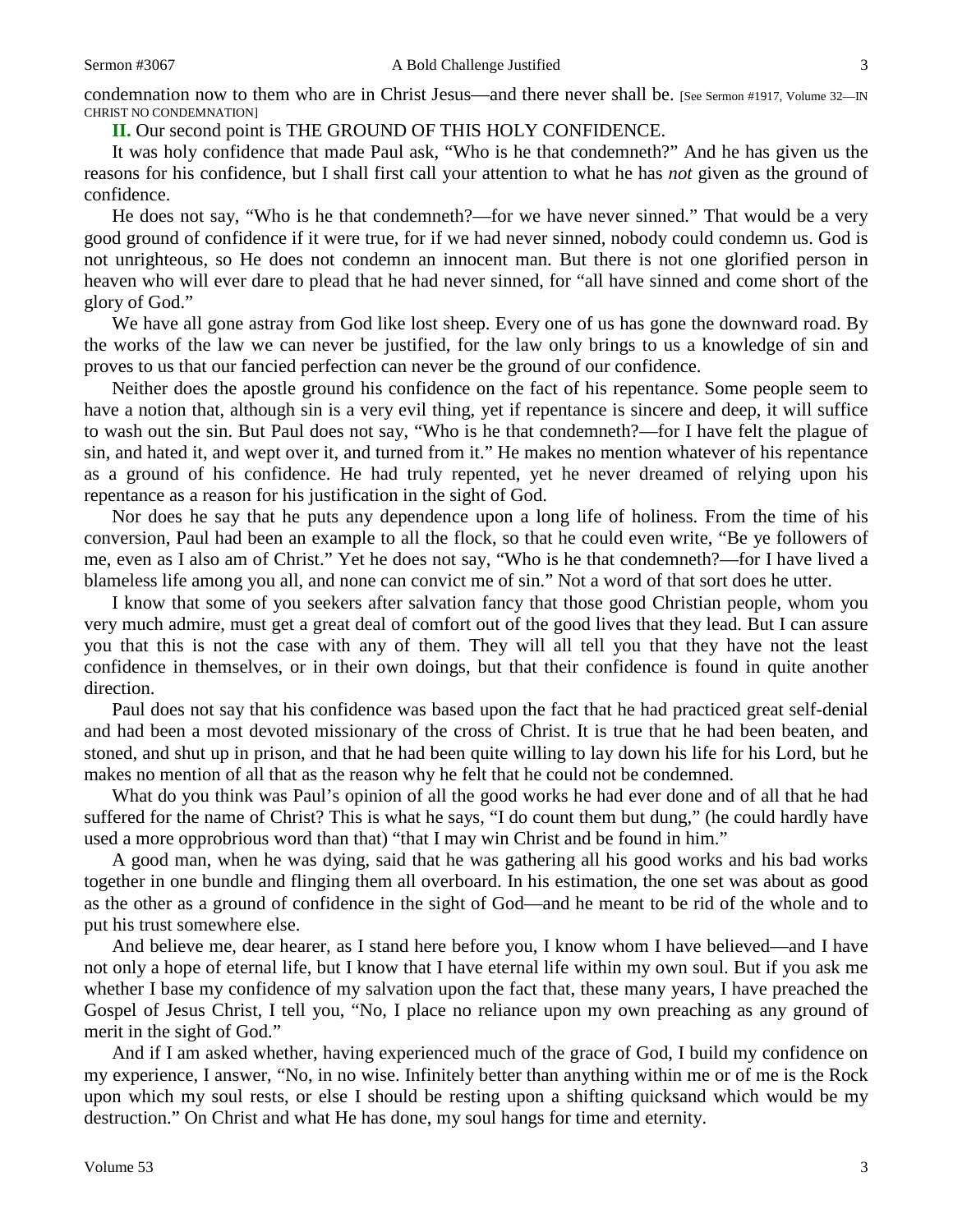condemnation now to them who are in Christ Jesus—and there never shall be. [See Sermon #1917, Volume 32—IN CHRIST NO CONDEMNATION]

**II.** Our second point is THE GROUND OF THIS HOLY CONFIDENCE.

It was holy confidence that made Paul ask, "Who is he that condemneth?" And he has given us the reasons for his confidence, but I shall first call your attention to what he has *not* given as the ground of confidence.

He does not say, "Who is he that condemneth?—for we have never sinned." That would be a very good ground of confidence if it were true, for if we had never sinned, nobody could condemn us. God is not unrighteous, so He does not condemn an innocent man. But there is not one glorified person in heaven who will ever dare to plead that he had never sinned, for "all have sinned and come short of the glory of God."

We have all gone astray from God like lost sheep. Every one of us has gone the downward road. By the works of the law we can never be justified, for the law only brings to us a knowledge of sin and proves to us that our fancied perfection can never be the ground of our confidence.

Neither does the apostle ground his confidence on the fact of his repentance. Some people seem to have a notion that, although sin is a very evil thing, yet if repentance is sincere and deep, it will suffice to wash out the sin. But Paul does not say, "Who is he that condemneth?—for I have felt the plague of sin, and hated it, and wept over it, and turned from it." He makes no mention whatever of his repentance as a ground of his confidence. He had truly repented, yet he never dreamed of relying upon his repentance as a reason for his justification in the sight of God.

Nor does he say that he puts any dependence upon a long life of holiness. From the time of his conversion, Paul had been an example to all the flock, so that he could even write, "Be ye followers of me, even as I also am of Christ." Yet he does not say, "Who is he that condemneth?—for I have lived a blameless life among you all, and none can convict me of sin." Not a word of that sort does he utter.

I know that some of you seekers after salvation fancy that those good Christian people, whom you very much admire, must get a great deal of comfort out of the good lives that they lead. But I can assure you that this is not the case with any of them. They will all tell you that they have not the least confidence in themselves, or in their own doings, but that their confidence is found in quite another direction.

Paul does not say that his confidence was based upon the fact that he had practiced great self-denial and had been a most devoted missionary of the cross of Christ. It is true that he had been beaten, and stoned, and shut up in prison, and that he had been quite willing to lay down his life for his Lord, but he makes no mention of all that as the reason why he felt that he could not be condemned.

What do you think was Paul's opinion of all the good works he had ever done and of all that he had suffered for the name of Christ? This is what he says, "I do count them but dung," (he could hardly have used a more opprobrious word than that) "that I may win Christ and be found in him."

A good man, when he was dying, said that he was gathering all his good works and his bad works together in one bundle and flinging them all overboard. In his estimation, the one set was about as good as the other as a ground of confidence in the sight of God—and he meant to be rid of the whole and to put his trust somewhere else.

And believe me, dear hearer, as I stand here before you, I know whom I have believed—and I have not only a hope of eternal life, but I know that I have eternal life within my own soul. But if you ask me whether I base my confidence of my salvation upon the fact that, these many years, I have preached the Gospel of Jesus Christ, I tell you, "No, I place no reliance upon my own preaching as any ground of merit in the sight of God."

And if I am asked whether, having experienced much of the grace of God, I build my confidence on my experience, I answer, "No, in no wise. Infinitely better than anything within me or of me is the Rock upon which my soul rests, or else I should be resting upon a shifting quicksand which would be my destruction." On Christ and what He has done, my soul hangs for time and eternity.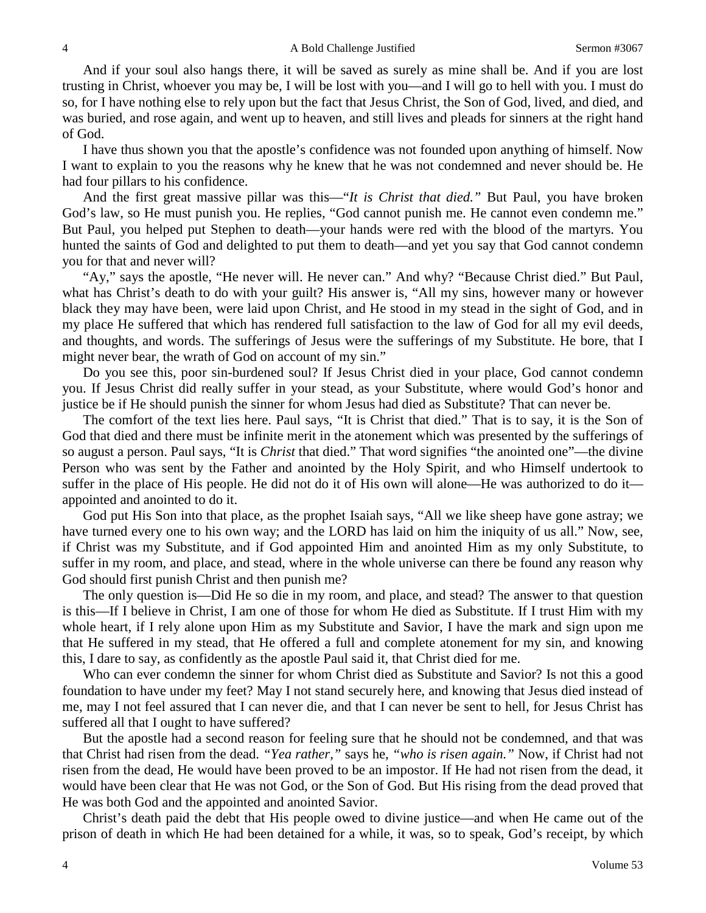And if your soul also hangs there, it will be saved as surely as mine shall be. And if you are lost trusting in Christ, whoever you may be, I will be lost with you—and I will go to hell with you. I must do so, for I have nothing else to rely upon but the fact that Jesus Christ, the Son of God, lived, and died, and was buried, and rose again, and went up to heaven, and still lives and pleads for sinners at the right hand of God.

I have thus shown you that the apostle's confidence was not founded upon anything of himself. Now I want to explain to you the reasons why he knew that he was not condemned and never should be. He had four pillars to his confidence.

And the first great massive pillar was this—"*It is Christ that died."* But Paul, you have broken God's law, so He must punish you. He replies, "God cannot punish me. He cannot even condemn me." But Paul, you helped put Stephen to death—your hands were red with the blood of the martyrs. You hunted the saints of God and delighted to put them to death—and yet you say that God cannot condemn you for that and never will?

"Ay," says the apostle, "He never will. He never can." And why? "Because Christ died." But Paul, what has Christ's death to do with your guilt? His answer is, "All my sins, however many or however black they may have been, were laid upon Christ, and He stood in my stead in the sight of God, and in my place He suffered that which has rendered full satisfaction to the law of God for all my evil deeds, and thoughts, and words. The sufferings of Jesus were the sufferings of my Substitute. He bore, that I might never bear, the wrath of God on account of my sin."

Do you see this, poor sin-burdened soul? If Jesus Christ died in your place, God cannot condemn you. If Jesus Christ did really suffer in your stead, as your Substitute, where would God's honor and justice be if He should punish the sinner for whom Jesus had died as Substitute? That can never be.

The comfort of the text lies here. Paul says, "It is Christ that died." That is to say, it is the Son of God that died and there must be infinite merit in the atonement which was presented by the sufferings of so august a person. Paul says, "It is *Christ* that died." That word signifies "the anointed one"—the divine Person who was sent by the Father and anointed by the Holy Spirit, and who Himself undertook to suffer in the place of His people. He did not do it of His own will alone—He was authorized to do it—appointed and anointed to do it.

God put His Son into that place, as the prophet Isaiah says, "All we like sheep have gone astray; we have turned every one to his own way; and the LORD has laid on him the iniquity of us all." Now, see, if Christ was my Substitute, and if God appointed Him and anointed Him as my only Substitute, to suffer in my room, and place, and stead, where in the whole universe can there be found any reason why God should first punish Christ and then punish me?

The only question is—Did He so die in my room, and place, and stead? The answer to that question is this—If I believe in Christ, I am one of those for whom He died as Substitute. If I trust Him with my whole heart, if I rely alone upon Him as my Substitute and Savior, I have the mark and sign upon me that He suffered in my stead, that He offered a full and complete atonement for my sin, and knowing this, I dare to say, as confidently as the apostle Paul said it, that Christ died for me.

Who can ever condemn the sinner for whom Christ died as Substitute and Savior? Is not this a good foundation to have under my feet? May I not stand securely here, and knowing that Jesus died instead of me, may I not feel assured that I can never die, and that I can never be sent to hell, for Jesus Christ has suffered all that I ought to have suffered?

But the apostle had a second reason for feeling sure that he should not be condemned, and that was that Christ had risen from the dead. *"Yea rather,"* says he, *"who is risen again."* Now, if Christ had not risen from the dead, He would have been proved to be an impostor. If He had not risen from the dead, it would have been clear that He was not God, or the Son of God. But His rising from the dead proved that He was both God and the appointed and anointed Savior.

Christ's death paid the debt that His people owed to divine justice—and when He came out of the prison of death in which He had been detained for a while, it was, so to speak, God's receipt, by which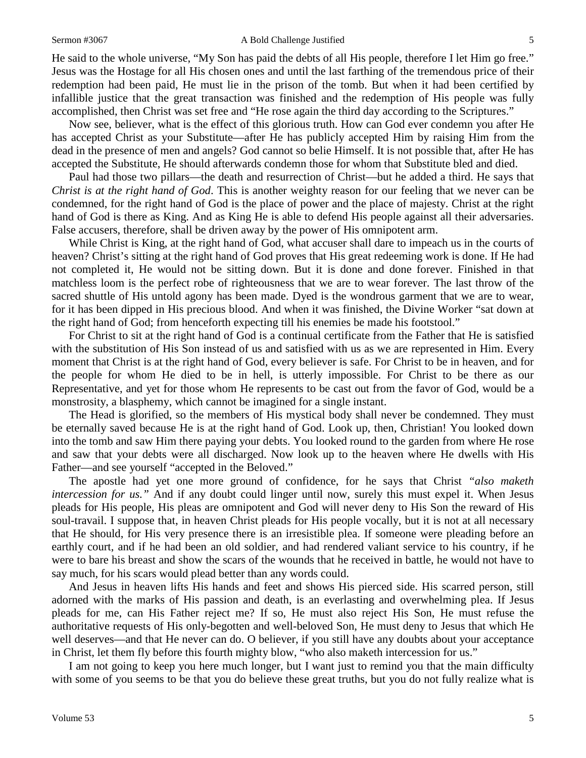He said to the whole universe, "My Son has paid the debts of all His people, therefore I let Him go free." Jesus was the Hostage for all His chosen ones and until the last farthing of the tremendous price of their redemption had been paid, He must lie in the prison of the tomb. But when it had been certified by infallible justice that the great transaction was finished and the redemption of His people was fully accomplished, then Christ was set free and "He rose again the third day according to the Scriptures."

Now see, believer, what is the effect of this glorious truth. How can God ever condemn you after He has accepted Christ as your Substitute—after He has publicly accepted Him by raising Him from the dead in the presence of men and angels? God cannot so belie Himself. It is not possible that, after He has accepted the Substitute, He should afterwards condemn those for whom that Substitute bled and died.

Paul had those two pillars—the death and resurrection of Christ—but he added a third. He says that *Christ is at the right hand of God*. This is another weighty reason for our feeling that we never can be condemned, for the right hand of God is the place of power and the place of majesty. Christ at the right hand of God is there as King. And as King He is able to defend His people against all their adversaries. False accusers, therefore, shall be driven away by the power of His omnipotent arm.

While Christ is King, at the right hand of God, what accuser shall dare to impeach us in the courts of heaven? Christ's sitting at the right hand of God proves that His great redeeming work is done. If He had not completed it, He would not be sitting down. But it is done and done forever. Finished in that matchless loom is the perfect robe of righteousness that we are to wear forever. The last throw of the sacred shuttle of His untold agony has been made. Dyed is the wondrous garment that we are to wear, for it has been dipped in His precious blood. And when it was finished, the Divine Worker "sat down at the right hand of God; from henceforth expecting till his enemies be made his footstool."

For Christ to sit at the right hand of God is a continual certificate from the Father that He is satisfied with the substitution of His Son instead of us and satisfied with us as we are represented in Him. Every moment that Christ is at the right hand of God, every believer is safe. For Christ to be in heaven, and for the people for whom He died to be in hell, is utterly impossible. For Christ to be there as our Representative, and yet for those whom He represents to be cast out from the favor of God, would be a monstrosity, a blasphemy, which cannot be imagined for a single instant.

The Head is glorified, so the members of His mystical body shall never be condemned. They must be eternally saved because He is at the right hand of God. Look up, then, Christian! You looked down into the tomb and saw Him there paying your debts. You looked round to the garden from where He rose and saw that your debts were all discharged. Now look up to the heaven where He dwells with His Father—and see yourself "accepted in the Beloved."

The apostle had yet one more ground of confidence, for he says that Christ "*also maketh intercession for us.*" And if any doubt could linger until now, surely this must expel it. When Jesus pleads for His people, His pleas are omnipotent and God will never deny to His Son the reward of His soul-travail. I suppose that, in heaven Christ pleads for His people vocally, but it is not at all necessary that He should, for His very presence there is an irresistible plea. If someone were pleading before an earthly court, and if he had been an old soldier, and had rendered valiant service to his country, if he were to bare his breast and show the scars of the wounds that he received in battle, he would not have to say much, for his scars would plead better than any words could.

And Jesus in heaven lifts His hands and feet and shows His pierced side. His scarred person, still adorned with the marks of His passion and death, is an everlasting and overwhelming plea. If Jesus pleads for me, can His Father reject me? If so, He must also reject His Son, He must refuse the authoritative requests of His only-begotten and well-beloved Son, He must deny to Jesus that which He well deserves—and that He never can do. O believer, if you still have any doubts about your acceptance in Christ, let them fly before this fourth mighty blow, "who also maketh intercession for us."

I am not going to keep you here much longer, but I want just to remind you that the main difficulty with some of you seems to be that you do believe these great truths, but you do not fully realize what is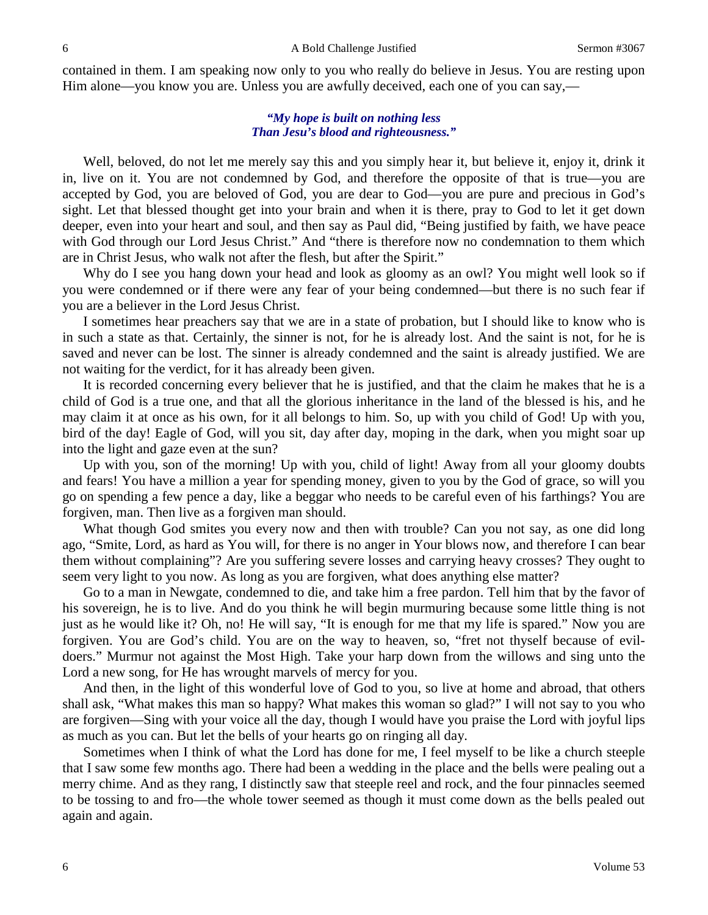contained in them. I am speaking now only to you who really do believe in Jesus. You are resting upon Him alone—you know you are. Unless you are awfully deceived, each one of you can say,—

*"My hope is built on nothing less*
*Than Jesu's blood and righteousness."*

Well, beloved, do not let me merely say this and you simply hear it, but believe it, enjoy it, drink it in, live on it. You are not condemned by God, and therefore the opposite of that is true—you are accepted by God, you are beloved of God, you are dear to God—you are pure and precious in God's sight. Let that blessed thought get into your brain and when it is there, pray to God to let it get down deeper, even into your heart and soul, and then say as Paul did, "Being justified by faith, we have peace with God through our Lord Jesus Christ." And "there is therefore now no condemnation to them which are in Christ Jesus, who walk not after the flesh, but after the Spirit."

Why do I see you hang down your head and look as gloomy as an owl? You might well look so if you were condemned or if there were any fear of your being condemned—but there is no such fear if you are a believer in the Lord Jesus Christ.

I sometimes hear preachers say that we are in a state of probation, but I should like to know who is in such a state as that. Certainly, the sinner is not, for he is already lost. And the saint is not, for he is saved and never can be lost. The sinner is already condemned and the saint is already justified. We are not waiting for the verdict, for it has already been given.

It is recorded concerning every believer that he is justified, and that the claim he makes that he is a child of God is a true one, and that all the glorious inheritance in the land of the blessed is his, and he may claim it at once as his own, for it all belongs to him. So, up with you child of God! Up with you, bird of the day! Eagle of God, will you sit, day after day, moping in the dark, when you might soar up into the light and gaze even at the sun?

Up with you, son of the morning! Up with you, child of light! Away from all your gloomy doubts and fears! You have a million a year for spending money, given to you by the God of grace, so will you go on spending a few pence a day, like a beggar who needs to be careful even of his farthings? You are forgiven, man. Then live as a forgiven man should.

What though God smites you every now and then with trouble? Can you not say, as one did long ago, "Smite, Lord, as hard as You will, for there is no anger in Your blows now, and therefore I can bear them without complaining"? Are you suffering severe losses and carrying heavy crosses? They ought to seem very light to you now. As long as you are forgiven, what does anything else matter?

Go to a man in Newgate, condemned to die, and take him a free pardon. Tell him that by the favor of his sovereign, he is to live. And do you think he will begin murmuring because some little thing is not just as he would like it? Oh, no! He will say, "It is enough for me that my life is spared." Now you are forgiven. You are God's child. You are on the way to heaven, so, "fret not thyself because of evil-doers." Murmur not against the Most High. Take your harp down from the willows and sing unto the Lord a new song, for He has wrought marvels of mercy for you.

And then, in the light of this wonderful love of God to you, so live at home and abroad, that others shall ask, "What makes this man so happy? What makes this woman so glad?" I will not say to you who are forgiven—Sing with your voice all the day, though I would have you praise the Lord with joyful lips as much as you can. But let the bells of your hearts go on ringing all day.

Sometimes when I think of what the Lord has done for me, I feel myself to be like a church steeple that I saw some few months ago. There had been a wedding in the place and the bells were pealing out a merry chime. And as they rang, I distinctly saw that steeple reel and rock, and the four pinnacles seemed to be tossing to and fro—the whole tower seemed as though it must come down as the bells pealed out again and again.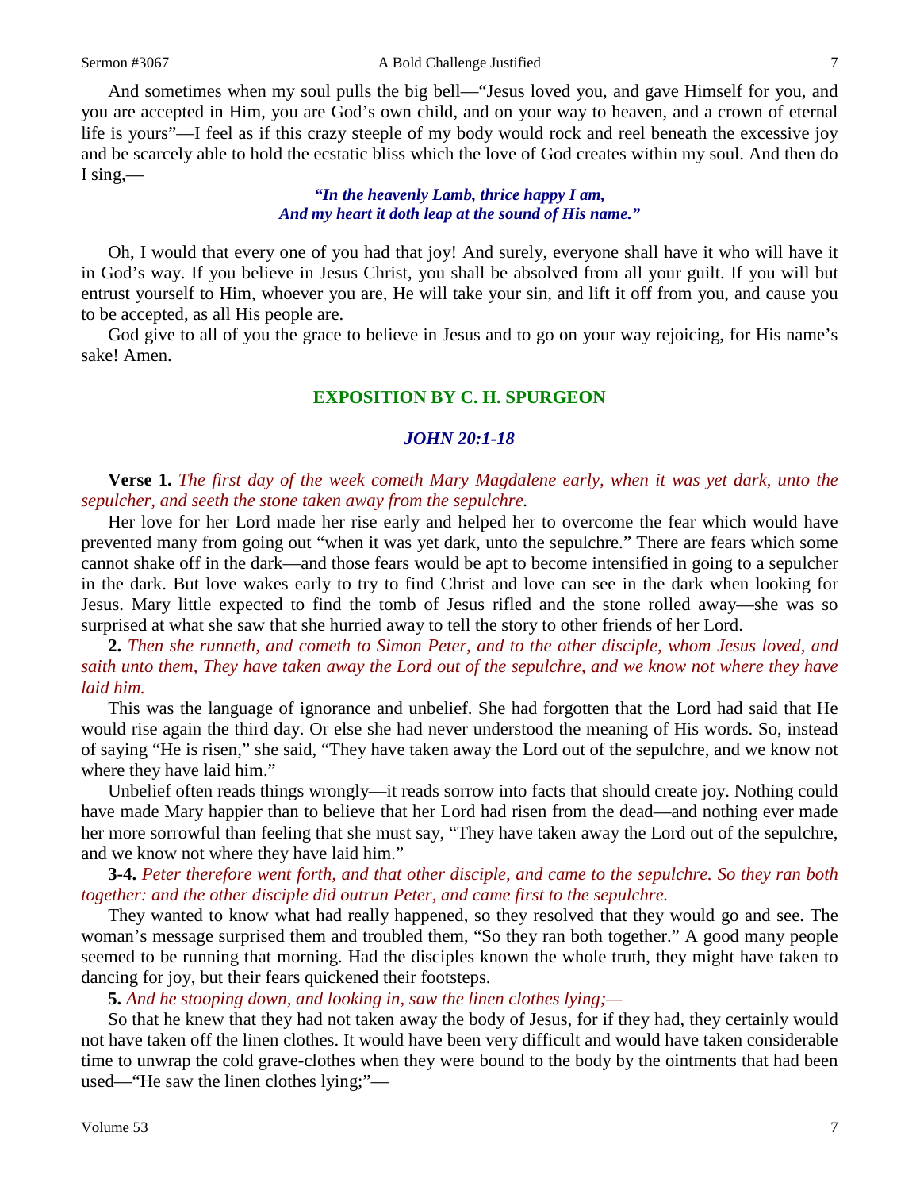And sometimes when my soul pulls the big bell—"Jesus loved you, and gave Himself for you, and you are accepted in Him, you are God's own child, and on your way to heaven, and a crown of eternal life is yours"—I feel as if this crazy steeple of my body would rock and reel beneath the excessive joy and be scarcely able to hold the ecstatic bliss which the love of God creates within my soul. And then do I sing,—

> ***"In the heavenly Lamb, thrice happy I am,***
> ***And my heart it doth leap at the sound of His name."***

Oh, I would that every one of you had that joy! And surely, everyone shall have it who will have it in God's way. If you believe in Jesus Christ, you shall be absolved from all your guilt. If you will but entrust yourself to Him, whoever you are, He will take your sin, and lift it off from you, and cause you to be accepted, as all His people are.

God give to all of you the grace to believe in Jesus and to go on your way rejoicing, for His name's sake! Amen.

## EXPOSITION BY C. H. SPURGEON

### *JOHN 20:1-18*

**Verse 1.** *The first day of the week cometh Mary Magdalene early, when it was yet dark, unto the sepulcher, and seeth the stone taken away from the sepulchre.*

Her love for her Lord made her rise early and helped her to overcome the fear which would have prevented many from going out "when it was yet dark, unto the sepulchre." There are fears which some cannot shake off in the dark—and those fears would be apt to become intensified in going to a sepulcher in the dark. But love wakes early to try to find Christ and love can see in the dark when looking for Jesus. Mary little expected to find the tomb of Jesus rifled and the stone rolled away—she was so surprised at what she saw that she hurried away to tell the story to other friends of her Lord.

**2.** *Then she runneth, and cometh to Simon Peter, and to the other disciple, whom Jesus loved, and saith unto them, They have taken away the Lord out of the sepulchre, and we know not where they have laid him.*

This was the language of ignorance and unbelief. She had forgotten that the Lord had said that He would rise again the third day. Or else she had never understood the meaning of His words. So, instead of saying "He is risen," she said, "They have taken away the Lord out of the sepulchre, and we know not where they have laid him."

Unbelief often reads things wrongly—it reads sorrow into facts that should create joy. Nothing could have made Mary happier than to believe that her Lord had risen from the dead—and nothing ever made her more sorrowful than feeling that she must say, "They have taken away the Lord out of the sepulchre, and we know not where they have laid him."

**3-4.** *Peter therefore went forth, and that other disciple, and came to the sepulchre. So they ran both together: and the other disciple did outrun Peter, and came first to the sepulchre.*

They wanted to know what had really happened, so they resolved that they would go and see. The woman's message surprised them and troubled them, "So they ran both together." A good many people seemed to be running that morning. Had the disciples known the whole truth, they might have taken to dancing for joy, but their fears quickened their footsteps.

**5.** *And he stooping down, and looking in, saw the linen clothes lying;—*

So that he knew that they had not taken away the body of Jesus, for if they had, they certainly would not have taken off the linen clothes. It would have been very difficult and would have taken considerable time to unwrap the cold grave-clothes when they were bound to the body by the ointments that had been used—"He saw the linen clothes lying;"—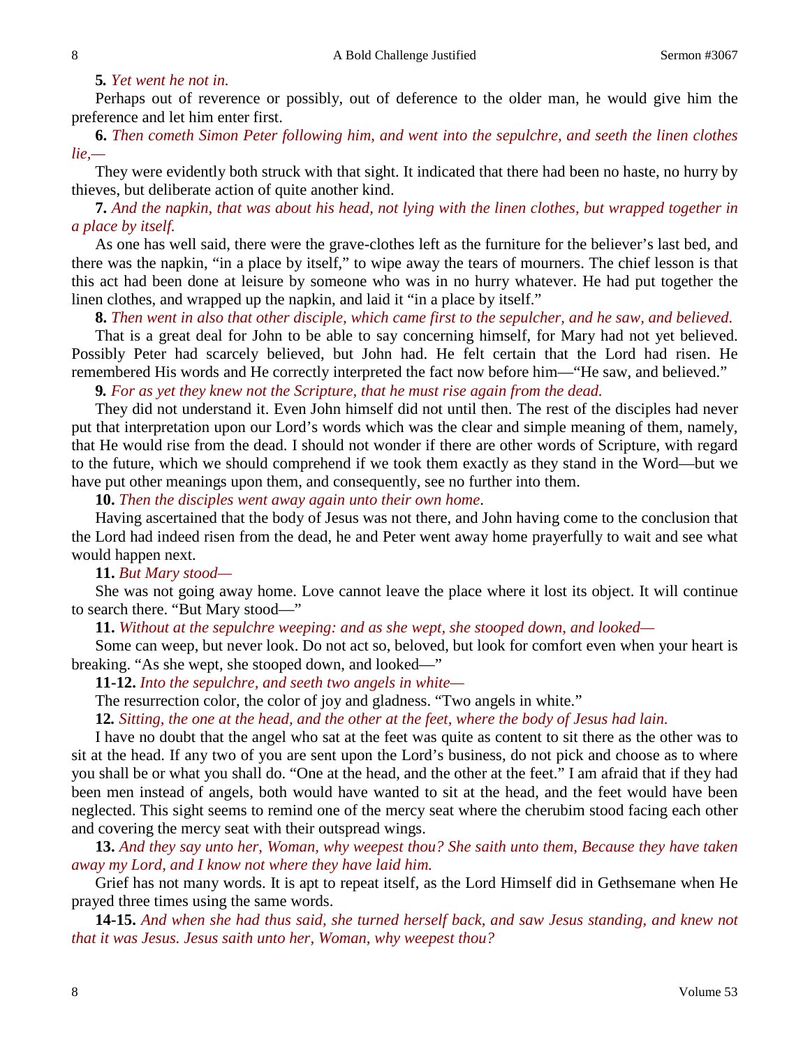**5.** *Yet went he not in.*

Perhaps out of reverence or possibly, out of deference to the older man, he would give him the preference and let him enter first.

**6.** *Then cometh Simon Peter following him, and went into the sepulchre, and seeth the linen clothes lie,—*

They were evidently both struck with that sight. It indicated that there had been no haste, no hurry by thieves, but deliberate action of quite another kind.

**7.** *And the napkin, that was about his head, not lying with the linen clothes, but wrapped together in a place by itself.*

As one has well said, there were the grave-clothes left as the furniture for the believer's last bed, and there was the napkin, "in a place by itself," to wipe away the tears of mourners. The chief lesson is that this act had been done at leisure by someone who was in no hurry whatever. He had put together the linen clothes, and wrapped up the napkin, and laid it "in a place by itself."

**8.** *Then went in also that other disciple, which came first to the sepulcher, and he saw, and believed.*

That is a great deal for John to be able to say concerning himself, for Mary had not yet believed. Possibly Peter had scarcely believed, but John had. He felt certain that the Lord had risen. He remembered His words and He correctly interpreted the fact now before him—"He saw, and believed."

**9.** *For as yet they knew not the Scripture, that he must rise again from the dead.*

They did not understand it. Even John himself did not until then. The rest of the disciples had never put that interpretation upon our Lord's words which was the clear and simple meaning of them, namely, that He would rise from the dead. I should not wonder if there are other words of Scripture, with regard to the future, which we should comprehend if we took them exactly as they stand in the Word—but we have put other meanings upon them, and consequently, see no further into them.

**10.** *Then the disciples went away again unto their own home.*

Having ascertained that the body of Jesus was not there, and John having come to the conclusion that the Lord had indeed risen from the dead, he and Peter went away home prayerfully to wait and see what would happen next.

**11.** *But Mary stood—*

She was not going away home. Love cannot leave the place where it lost its object. It will continue to search there. "But Mary stood—"

**11.** *Without at the sepulchre weeping: and as she wept, she stooped down, and looked—*

Some can weep, but never look. Do not act so, beloved, but look for comfort even when your heart is breaking. "As she wept, she stooped down, and looked—"

**11-12.** *Into the sepulchre, and seeth two angels in white—*

The resurrection color, the color of joy and gladness. "Two angels in white."

**12.** *Sitting, the one at the head, and the other at the feet, where the body of Jesus had lain.*

I have no doubt that the angel who sat at the feet was quite as content to sit there as the other was to sit at the head. If any two of you are sent upon the Lord's business, do not pick and choose as to where you shall be or what you shall do. "One at the head, and the other at the feet." I am afraid that if they had been men instead of angels, both would have wanted to sit at the head, and the feet would have been neglected. This sight seems to remind one of the mercy seat where the cherubim stood facing each other and covering the mercy seat with their outspread wings.

**13.** *And they say unto her, Woman, why weepest thou? She saith unto them, Because they have taken away my Lord, and I know not where they have laid him.*

Grief has not many words. It is apt to repeat itself, as the Lord Himself did in Gethsemane when He prayed three times using the same words.

**14-15.** *And when she had thus said, she turned herself back, and saw Jesus standing, and knew not that it was Jesus. Jesus saith unto her, Woman, why weepest thou?*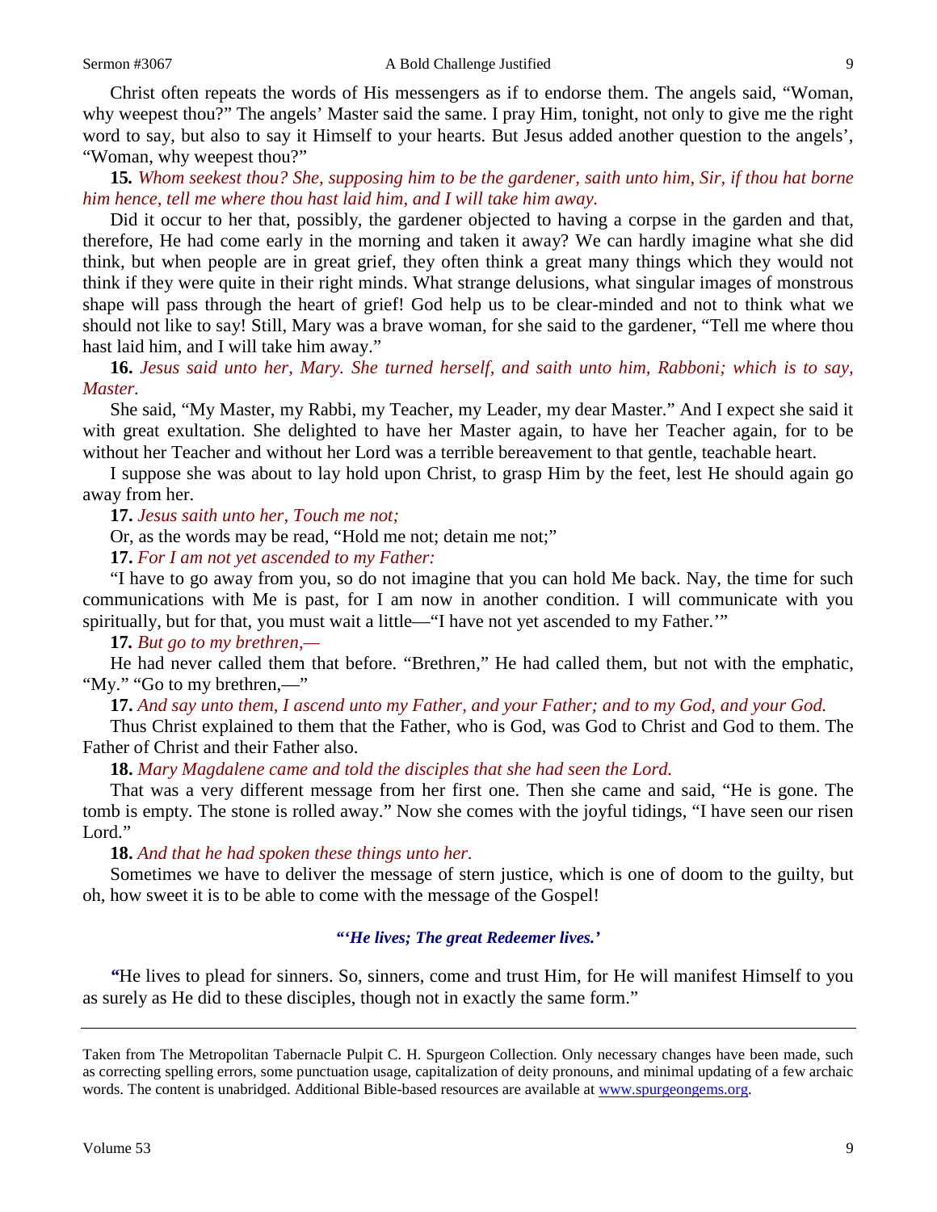Christ often repeats the words of His messengers as if to endorse them. The angels said, "Woman, why weepest thou?" The angels' Master said the same. I pray Him, tonight, not only to give me the right word to say, but also to say it Himself to your hearts. But Jesus added another question to the angels', "Woman, why weepest thou?"

**15.** *Whom seekest thou? She, supposing him to be the gardener, saith unto him, Sir, if thou hat borne him hence, tell me where thou hast laid him, and I will take him away.*

Did it occur to her that, possibly, the gardener objected to having a corpse in the garden and that, therefore, He had come early in the morning and taken it away? We can hardly imagine what she did think, but when people are in great grief, they often think a great many things which they would not think if they were quite in their right minds. What strange delusions, what singular images of monstrous shape will pass through the heart of grief! God help us to be clear-minded and not to think what we should not like to say! Still, Mary was a brave woman, for she said to the gardener, "Tell me where thou hast laid him, and I will take him away."

**16.** *Jesus said unto her, Mary. She turned herself, and saith unto him, Rabboni; which is to say, Master.*

She said, "My Master, my Rabbi, my Teacher, my Leader, my dear Master." And I expect she said it with great exultation. She delighted to have her Master again, to have her Teacher again, for to be without her Teacher and without her Lord was a terrible bereavement to that gentle, teachable heart.

I suppose she was about to lay hold upon Christ, to grasp Him by the feet, lest He should again go away from her.

**17.** *Jesus saith unto her, Touch me not;*

Or, as the words may be read, "Hold me not; detain me not;"

**17.** *For I am not yet ascended to my Father:*

"I have to go away from you, so do not imagine that you can hold Me back. Nay, the time for such communications with Me is past, for I am now in another condition. I will communicate with you spiritually, but for that, you must wait a little—"I have not yet ascended to my Father.'"

**17.** *But go to my brethren,—*

He had never called them that before. "Brethren," He had called them, but not with the emphatic, "My." "Go to my brethren,—"

**17.** *And say unto them, I ascend unto my Father, and your Father; and to my God, and your God.*

Thus Christ explained to them that the Father, who is God, was God to Christ and God to them. The Father of Christ and their Father also.

**18.** *Mary Magdalene came and told the disciples that she had seen the Lord.*

That was a very different message from her first one. Then she came and said, "He is gone. The tomb is empty. The stone is rolled away." Now she comes with the joyful tidings, "I have seen our risen Lord."

**18.** *And that he had spoken these things unto her.*

Sometimes we have to deliver the message of stern justice, which is one of doom to the guilty, but oh, how sweet it is to be able to come with the message of the Gospel!

***"'He lives; The great Redeemer lives.'***

*"*He lives to plead for sinners. So, sinners, come and trust Him, for He will manifest Himself to you as surely as He did to these disciples, though not in exactly the same form."

---

Taken from The Metropolitan Tabernacle Pulpit C. H. Spurgeon Collection. Only necessary changes have been made, such as correcting spelling errors, some punctuation usage, capitalization of deity pronouns, and minimal updating of a few archaic words. The content is unabridged. Additional Bible-based resources are available at www.spurgeongems.org.